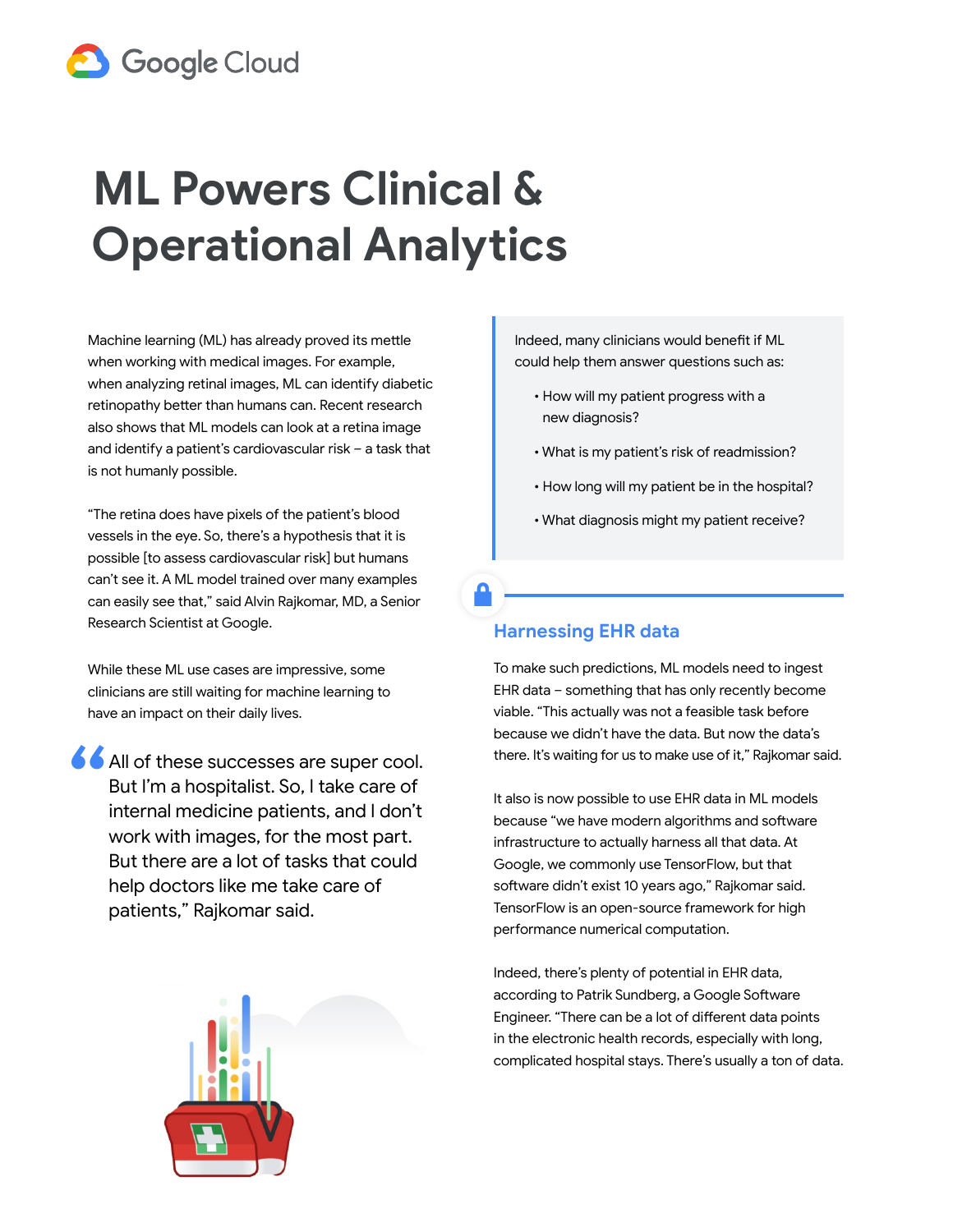# ML Powers Clinical & Operational Analytics

Machine learning (ML) has already proved its mettle when working with medical images. For example, when analyzing retinal images, ML can identify diabetic retinopathy better than humans can. Recent research also shows that ML models can look at a retina image and identify a patient's cardiovascular risk – a task that is not humanly possible.

"The retina does have pixels of the patient's blood vessels in the eye. So, there's a hypothesis that it is possible [to assess cardiovascular risk] but humans can't see it. A ML model trained over many examples can easily see that," said Alvin Rajkomar, MD, a Senior Research Scientist at Google.

While these ML use cases are impressive, some clinicians are still waiting for machine learning to have an impact on their daily lives.

> All of these successes are super cool. But I'm a hospitalist. So, I take care of internal medicine patients, and I don't work with images, for the most part. But there are a lot of tasks that could help doctors like me take care of patients," Rajkomar said.

Indeed, many clinicians would benefit if ML could help them answer questions such as:

- How will my patient progress with a new diagnosis?
- What is my patient's risk of readmission?
- How long will my patient be in the hospital?
- What diagnosis might my patient receive?

## Harnessing EHR data

To make such predictions, ML models need to ingest EHR data – something that has only recently become viable. "This actually was not a feasible task before because we didn't have the data. But now the data's there. It's waiting for us to make use of it," Rajkomar said.

It also is now possible to use EHR data in ML models because "we have modern algorithms and software infrastructure to actually harness all that data. At Google, we commonly use TensorFlow, but that software didn't exist 10 years ago," Rajkomar said. TensorFlow is an open-source framework for high performance numerical computation.

Indeed, there's plenty of potential in EHR data, according to Patrik Sundberg, a Google Software Engineer. "There can be a lot of different data points in the electronic health records, especially with long, complicated hospital stays. There's usually a ton of data.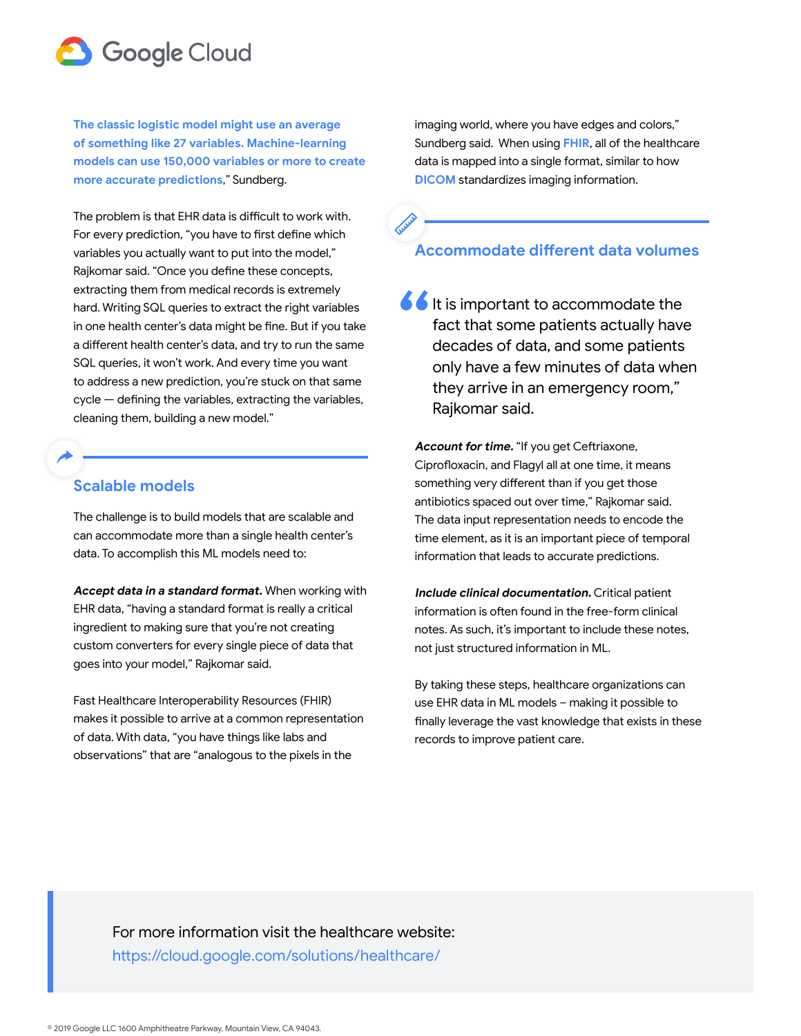The classic logistic model might use an average of something like 27 variables. Machine-learning models can use 150,000 variables or more to create more accurate predictions," Sundberg.

The problem is that EHR data is difficult to work with. For every prediction, "you have to first define which variables you actually want to put into the model," Rajkomar said. "Once you define these concepts, extracting them from medical records is extremely hard. Writing SQL queries to extract the right variables in one health center's data might be fine. But if you take a different health center's data, and try to run the same SQL queries, it won't work. And every time you want to address a new prediction, you're stuck on that same cycle — defining the variables, extracting the variables, cleaning them, building a new model."

## Scalable models

The challenge is to build models that are scalable and can accommodate more than a single health center's data. To accomplish this ML models need to:

***Accept data in a standard format.*** When working with EHR data, "having a standard format is really a critical ingredient to making sure that you're not creating custom converters for every single piece of data that goes into your model," Rajkomar said.

Fast Healthcare Interoperability Resources (FHIR) makes it possible to arrive at a common representation of data. With data, "you have things like labs and observations" that are "analogous to the pixels in the imaging world, where you have edges and colors," Sundberg said. When using FHIR, all of the healthcare data is mapped into a single format, similar to how DICOM standardizes imaging information.

## Accommodate different data volumes

> "It is important to accommodate the fact that some patients actually have decades of data, and some patients only have a few minutes of data when they arrive in an emergency room," Rajkomar said.

***Account for time.*** "If you get Ceftriaxone, Ciprofloxacin, and Flagyl all at one time, it means something very different than if you get those antibiotics spaced out over time," Rajkomar said. The data input representation needs to encode the time element, as it is an important piece of temporal information that leads to accurate predictions.

***Include clinical documentation.*** Critical patient information is often found in the free-form clinical notes. As such, it's important to include these notes, not just structured information in ML.

By taking these steps, healthcare organizations can use EHR data in ML models – making it possible to finally leverage the vast knowledge that exists in these records to improve patient care.

For more information visit the healthcare website:
https://cloud.google.com/solutions/healthcare/

© 2019 Google LLC 1600 Amphitheatre Parkway, Mountain View, CA 94043.